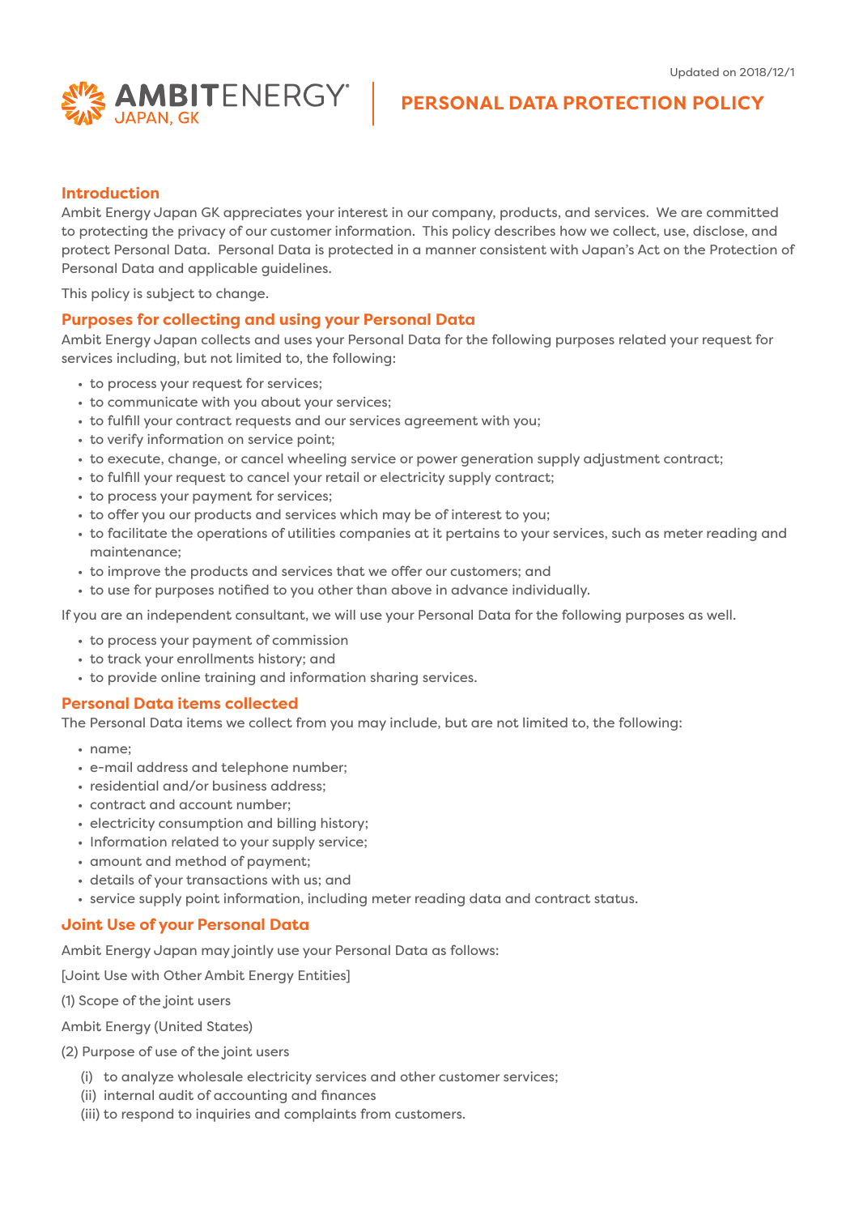Updated on 2018/12/1

AMBITENERGY JAPAN, GK

# PERSONAL DATA PROTECTION POLICY

## Introduction

Ambit Energy Japan GK appreciates your interest in our company, products, and services. We are committed to protecting the privacy of our customer information. This policy describes how we collect, use, disclose, and protect Personal Data. Personal Data is protected in a manner consistent with Japan's Act on the Protection of Personal Data and applicable guidelines.

This policy is subject to change.

## Purposes for collecting and using your Personal Data

Ambit Energy Japan collects and uses your Personal Data for the following purposes related your request for services including, but not limited to, the following:

- to process your request for services;
- to communicate with you about your services;
- to fulfill your contract requests and our services agreement with you;
- to verify information on service point;
- to execute, change, or cancel wheeling service or power generation supply adjustment contract;
- to fulfill your request to cancel your retail or electricity supply contract;
- to process your payment for services;
- to offer you our products and services which may be of interest to you;
- to facilitate the operations of utilities companies at it pertains to your services, such as meter reading and maintenance;
- to improve the products and services that we offer our customers; and
- to use for purposes notified to you other than above in advance individually.

If you are an independent consultant, we will use your Personal Data for the following purposes as well.

- to process your payment of commission
- to track your enrollments history; and
- to provide online training and information sharing services.

## Personal Data items collected

The Personal Data items we collect from you may include, but are not limited to, the following:

- name;
- e-mail address and telephone number;
- residential and/or business address;
- contract and account number;
- electricity consumption and billing history;
- Information related to your supply service;
- amount and method of payment;
- details of your transactions with us; and
- service supply point information, including meter reading data and contract status.

## Joint Use of your Personal Data

Ambit Energy Japan may jointly use your Personal Data as follows:

[Joint Use with Other Ambit Energy Entities]

(1) Scope of the joint users

Ambit Energy (United States)

(2) Purpose of use of the joint users

(i) to analyze wholesale electricity services and other customer services;
(ii) internal audit of accounting and finances
(iii) to respond to inquiries and complaints from customers.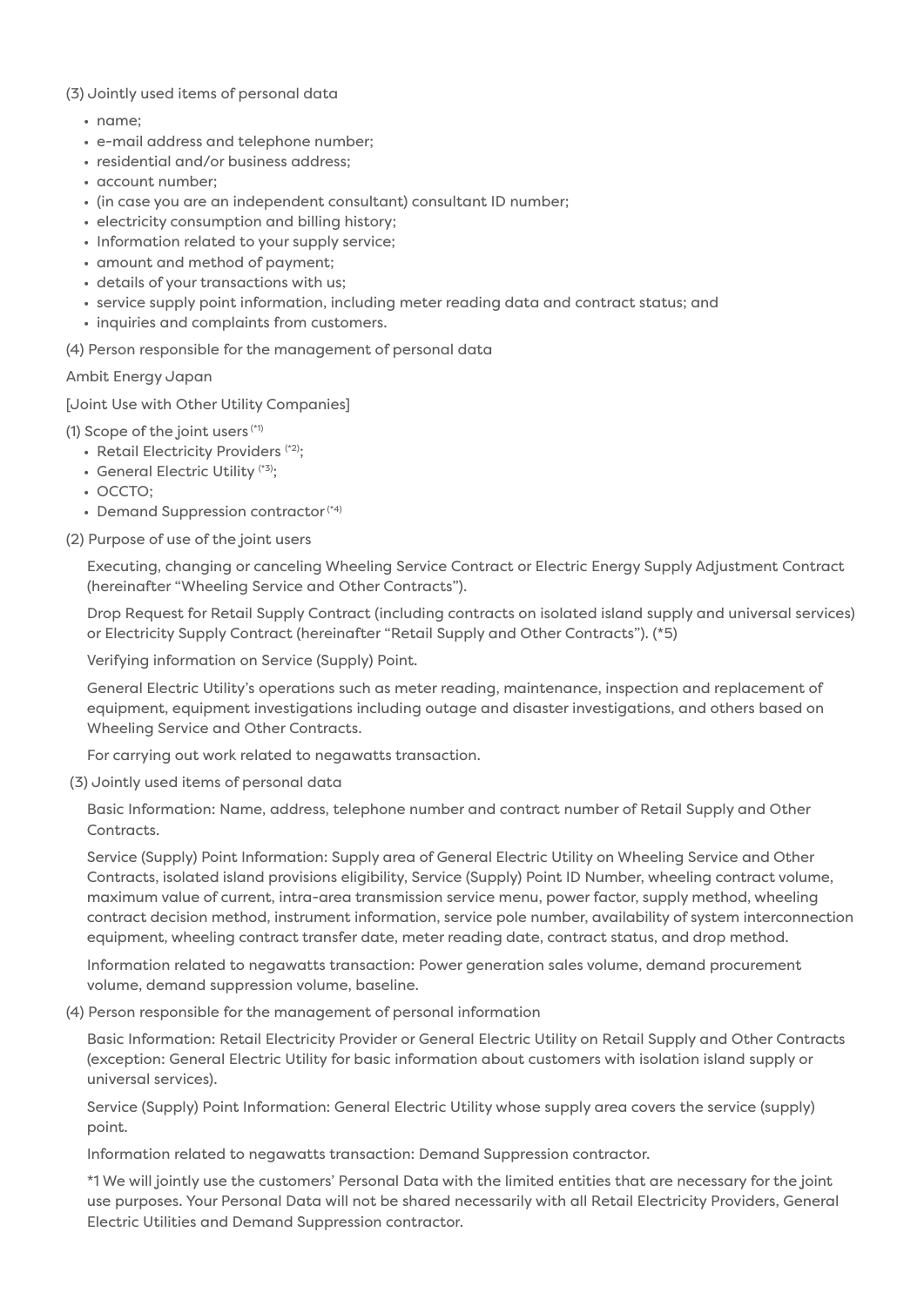(3) Jointly used items of personal data

- name;
- e-mail address and telephone number;
- residential and/or business address;
- account number;
- (in case you are an independent consultant) consultant ID number;
- electricity consumption and billing history;
- Information related to your supply service;
- amount and method of payment;
- details of your transactions with us;
- service supply point information, including meter reading data and contract status; and
- inquiries and complaints from customers.

(4) Person responsible for the management of personal data

Ambit Energy Japan

[Joint Use with Other Utility Companies]

(1) Scope of the joint users (*1)

- Retail Electricity Providers (*2);
- General Electric Utility (*3);
- OCCTO;
- Demand Suppression contractor (*4)

(2) Purpose of use of the joint users

Executing, changing or canceling Wheeling Service Contract or Electric Energy Supply Adjustment Contract (hereinafter "Wheeling Service and Other Contracts").

Drop Request for Retail Supply Contract (including contracts on isolated island supply and universal services) or Electricity Supply Contract (hereinafter "Retail Supply and Other Contracts"). (*5)

Verifying information on Service (Supply) Point.

General Electric Utility's operations such as meter reading, maintenance, inspection and replacement of equipment, equipment investigations including outage and disaster investigations, and others based on Wheeling Service and Other Contracts.

For carrying out work related to negawatts transaction.

(3) Jointly used items of personal data

Basic Information: Name, address, telephone number and contract number of Retail Supply and Other Contracts.

Service (Supply) Point Information: Supply area of General Electric Utility on Wheeling Service and Other Contracts, isolated island provisions eligibility, Service (Supply) Point ID Number, wheeling contract volume, maximum value of current, intra-area transmission service menu, power factor, supply method, wheeling contract decision method, instrument information, service pole number, availability of system interconnection equipment, wheeling contract transfer date, meter reading date, contract status, and drop method.

Information related to negawatts transaction: Power generation sales volume, demand procurement volume, demand suppression volume, baseline.

(4) Person responsible for the management of personal information

Basic Information: Retail Electricity Provider or General Electric Utility on Retail Supply and Other Contracts (exception: General Electric Utility for basic information about customers with isolation island supply or universal services).

Service (Supply) Point Information: General Electric Utility whose supply area covers the service (supply) point.

Information related to negawatts transaction: Demand Suppression contractor.

*1 We will jointly use the customers' Personal Data with the limited entities that are necessary for the joint use purposes. Your Personal Data will not be shared necessarily with all Retail Electricity Providers, General Electric Utilities and Demand Suppression contractor.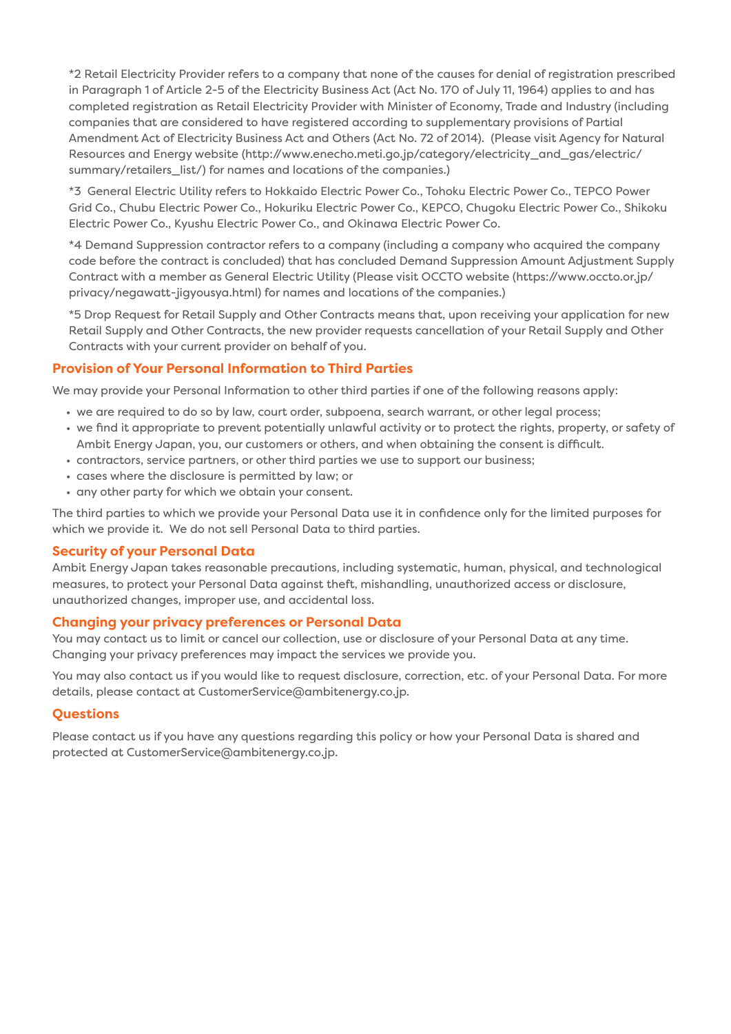*2 Retail Electricity Provider refers to a company that none of the causes for denial of registration prescribed in Paragraph 1 of Article 2-5 of the Electricity Business Act (Act No. 170 of July 11, 1964) applies to and has completed registration as Retail Electricity Provider with Minister of Economy, Trade and Industry (including companies that are considered to have registered according to supplementary provisions of Partial Amendment Act of Electricity Business Act and Others (Act No. 72 of 2014). (Please visit Agency for Natural Resources and Energy website (http://www.enecho.meti.go.jp/category/electricity_and_gas/electric/summary/retailers_list/) for names and locations of the companies.)

*3 General Electric Utility refers to Hokkaido Electric Power Co., Tohoku Electric Power Co., TEPCO Power Grid Co., Chubu Electric Power Co., Hokuriku Electric Power Co., KEPCO, Chugoku Electric Power Co., Shikoku Electric Power Co., Kyushu Electric Power Co., and Okinawa Electric Power Co.

*4 Demand Suppression contractor refers to a company (including a company who acquired the company code before the contract is concluded) that has concluded Demand Suppression Amount Adjustment Supply Contract with a member as General Electric Utility (Please visit OCCTO website (https://www.occto.or.jp/privacy/negawatt-jigyousya.html) for names and locations of the companies.)

*5 Drop Request for Retail Supply and Other Contracts means that, upon receiving your application for new Retail Supply and Other Contracts, the new provider requests cancellation of your Retail Supply and Other Contracts with your current provider on behalf of you.

## Provision of Your Personal Information to Third Parties

We may provide your Personal Information to other third parties if one of the following reasons apply:

- we are required to do so by law, court order, subpoena, search warrant, or other legal process;
- we find it appropriate to prevent potentially unlawful activity or to protect the rights, property, or safety of Ambit Energy Japan, you, our customers or others, and when obtaining the consent is difficult.
- contractors, service partners, or other third parties we use to support our business;
- cases where the disclosure is permitted by law; or
- any other party for which we obtain your consent.

The third parties to which we provide your Personal Data use it in confidence only for the limited purposes for which we provide it. We do not sell Personal Data to third parties.

## Security of your Personal Data

Ambit Energy Japan takes reasonable precautions, including systematic, human, physical, and technological measures, to protect your Personal Data against theft, mishandling, unauthorized access or disclosure, unauthorized changes, improper use, and accidental loss.

## Changing your privacy preferences or Personal Data

You may contact us to limit or cancel our collection, use or disclosure of your Personal Data at any time. Changing your privacy preferences may impact the services we provide you.

You may also contact us if you would like to request disclosure, correction, etc. of your Personal Data. For more details, please contact at CustomerService@ambitenergy.co.jp.

## Questions

Please contact us if you have any questions regarding this policy or how your Personal Data is shared and protected at CustomerService@ambitenergy.co.jp.